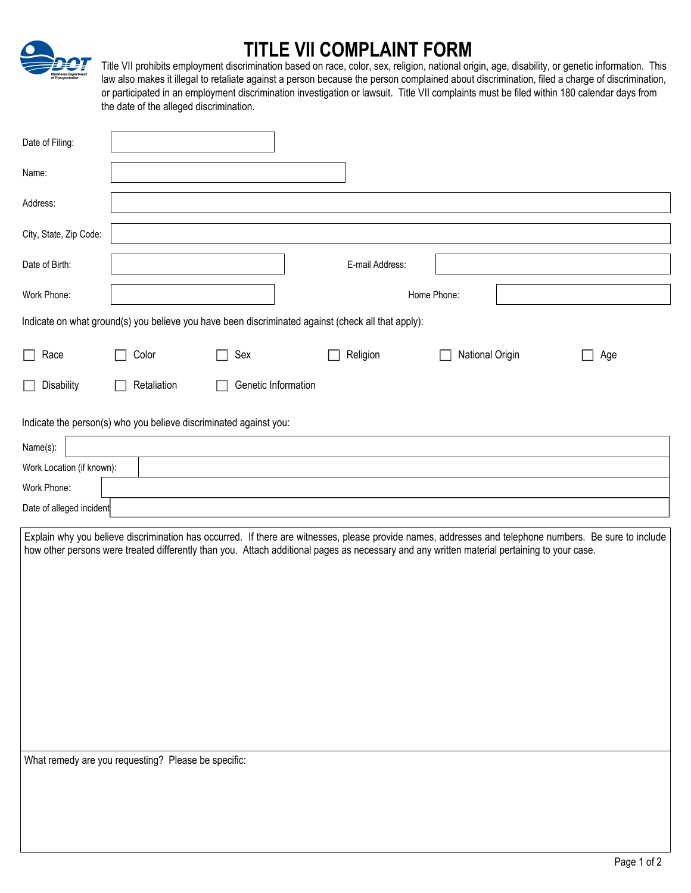# TITLE VII COMPLAINT FORM

Title VII prohibits employment discrimination based on race, color, sex, religion, national origin, age, disability, or genetic information. This law also makes it illegal to retaliate against a person because the person complained about discrimination, filed a charge of discrimination, or participated in an employment discrimination investigation or lawsuit. Title VII complaints must be filed within 180 calendar days from the date of the alleged discrimination.

Date of Filing:

Name:

Address:

City, State, Zip Code:

Date of Birth: E-mail Address:

Work Phone: Home Phone:

Indicate on what ground(s) you believe you have been discriminated against (check all that apply):

☐ Race ☐ Color ☐ Sex ☐ Religion ☐ National Origin ☐ Age

☐ Disability ☐ Retaliation ☐ Genetic Information

Indicate the person(s) who you believe discriminated against you:

Name(s):

Work Location (if known):

Work Phone:

Date of alleged incident

Explain why you believe discrimination has occurred. If there are witnesses, please provide names, addresses and telephone numbers. Be sure to include how other persons were treated differently than you. Attach additional pages as necessary and any written material pertaining to your case.

What remedy are you requesting? Please be specific: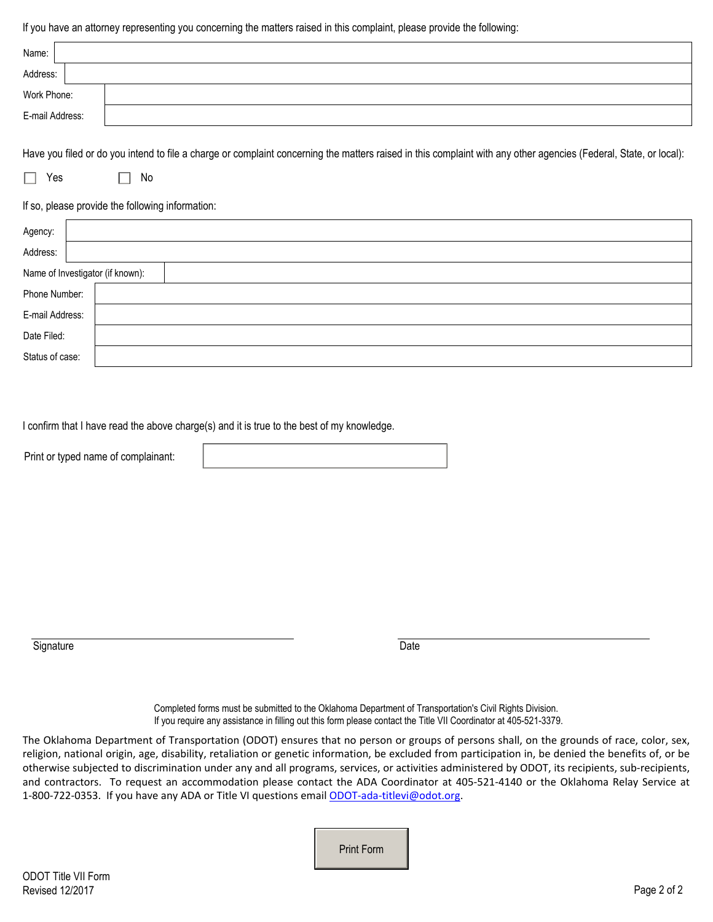If you have an attorney representing you concerning the matters raised in this complaint, please provide the following:

| | |
|---|---|
| Name: | |
| Address: | |
| Work Phone: | |
| E-mail Address: | |

Have you filed or do you intend to file a charge or complaint concerning the matters raised in this complaint with any other agencies (Federal, State, or local):

☐ Yes ☐ No

If so, please provide the following information:

| | |
|---|---|
| Agency: | |
| Address: | |
| Name of Investigator (if known): | |
| Phone Number: | |
| E-mail Address: | |
| Date Filed: | |
| Status of case: | |

I confirm that I have read the above charge(s) and it is true to the best of my knowledge.

Print or typed name of complainant: ______________________

______________________ ______________________
Signature Date

Completed forms must be submitted to the Oklahoma Department of Transportation's Civil Rights Division.
If you require any assistance in filling out this form please contact the Title VII Coordinator at 405-521-3379.

The Oklahoma Department of Transportation (ODOT) ensures that no person or groups of persons shall, on the grounds of race, color, sex, religion, national origin, age, disability, retaliation or genetic information, be excluded from participation in, be denied the benefits of, or be otherwise subjected to discrimination under any and all programs, services, or activities administered by ODOT, its recipients, sub-recipients, and contractors. To request an accommodation please contact the ADA Coordinator at 405-521-4140 or the Oklahoma Relay Service at 1-800-722-0353. If you have any ADA or Title VI questions email ODOT-ada-titlevi@odot.org.

Print Form

ODOT Title VII Form
Revised 12/2017